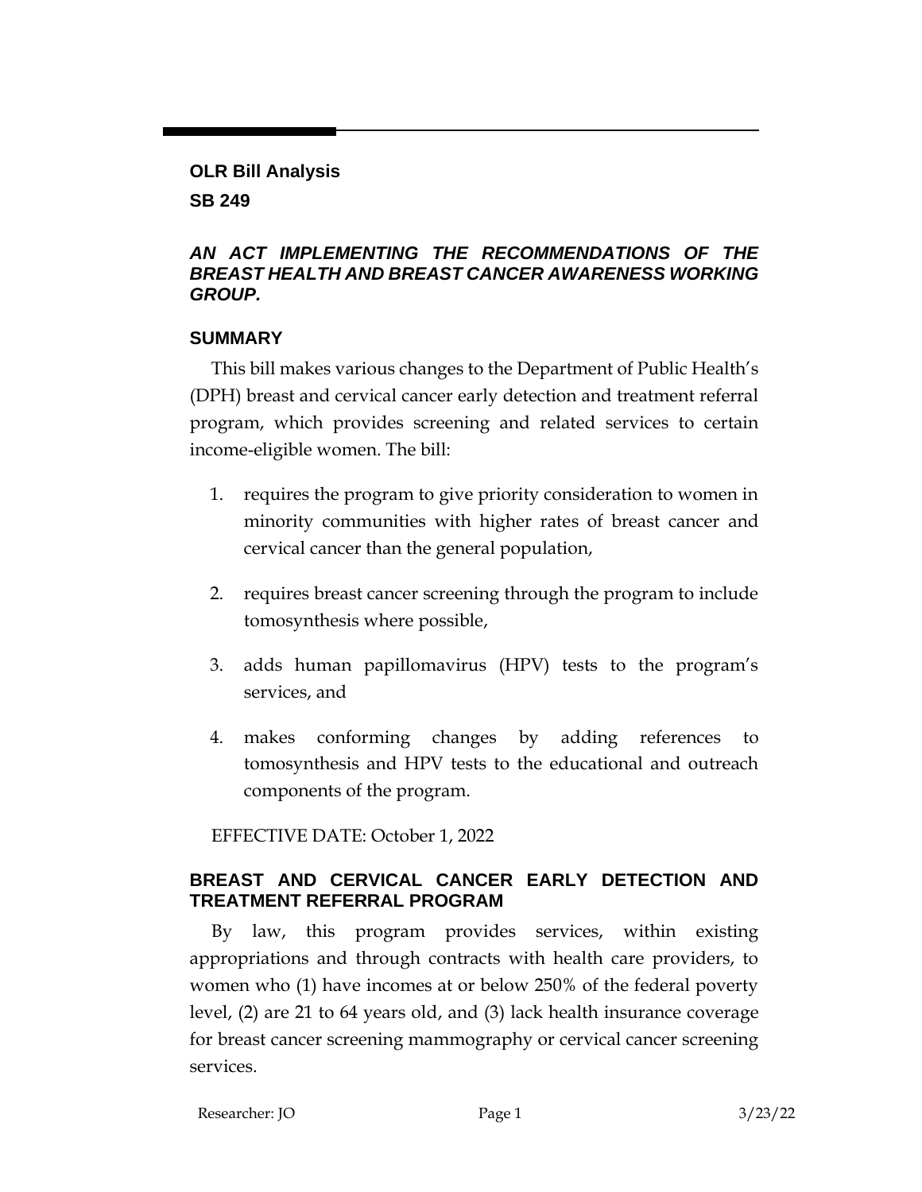**OLR Bill Analysis**

**SB 249**

***AN ACT IMPLEMENTING THE RECOMMENDATIONS OF THE BREAST HEALTH AND BREAST CANCER AWARENESS WORKING GROUP.***

## SUMMARY

This bill makes various changes to the Department of Public Health's (DPH) breast and cervical cancer early detection and treatment referral program, which provides screening and related services to certain income-eligible women. The bill:

1. requires the program to give priority consideration to women in minority communities with higher rates of breast cancer and cervical cancer than the general population,
2. requires breast cancer screening through the program to include tomosynthesis where possible,
3. adds human papillomavirus (HPV) tests to the program's services, and
4. makes conforming changes by adding references to tomosynthesis and HPV tests to the educational and outreach components of the program.

EFFECTIVE DATE: October 1, 2022

## BREAST AND CERVICAL CANCER EARLY DETECTION AND TREATMENT REFERRAL PROGRAM

By law, this program provides services, within existing appropriations and through contracts with health care providers, to women who (1) have incomes at or below 250% of the federal poverty level, (2) are 21 to 64 years old, and (3) lack health insurance coverage for breast cancer screening mammography or cervical cancer screening services.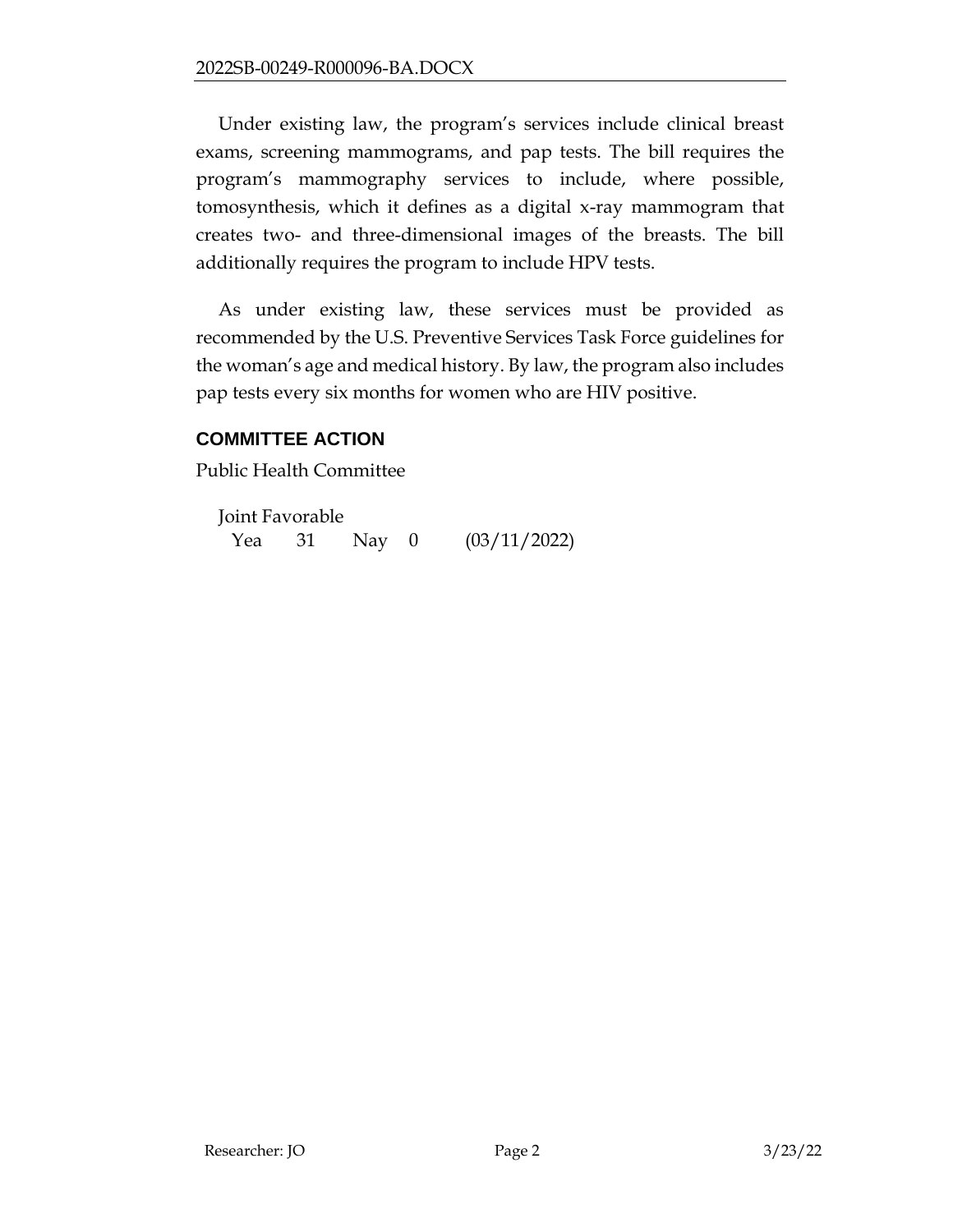Under existing law, the program's services include clinical breast exams, screening mammograms, and pap tests. The bill requires the program's mammography services to include, where possible, tomosynthesis, which it defines as a digital x-ray mammogram that creates two- and three-dimensional images of the breasts. The bill additionally requires the program to include HPV tests.

As under existing law, these services must be provided as recommended by the U.S. Preventive Services Task Force guidelines for the woman's age and medical history. By law, the program also includes pap tests every six months for women who are HIV positive.

## COMMITTEE ACTION

Public Health Committee

Joint Favorable
Yea 31 Nay 0 (03/11/2022)